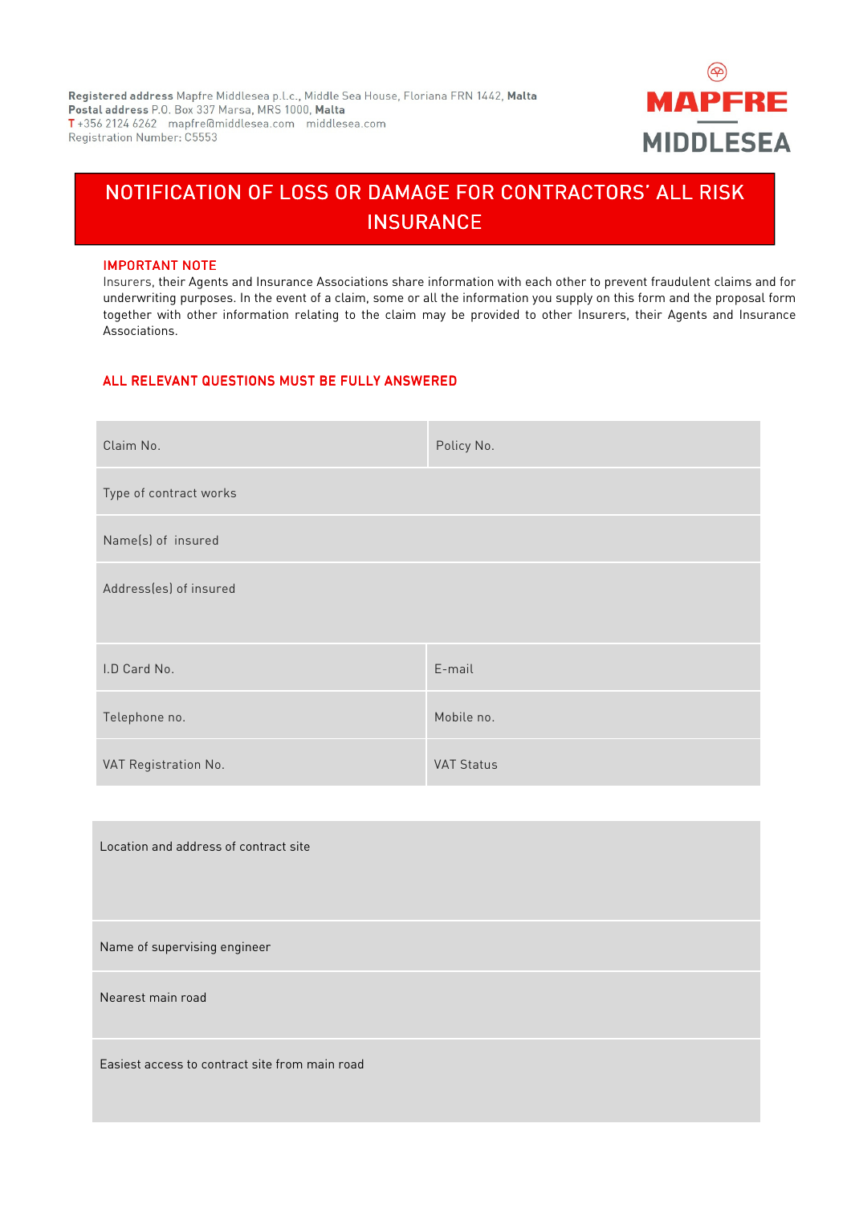**Registered address** Mapfre Middlesea p.l.c., Middle Sea House, Floriana FRN 1442, **Malta**
**Postal address** P.O. Box 337 Marsa, MRS 1000, **Malta**
T +356 2124 6262 mapfre@middlesea.com middlesea.com
Registration Number: C5553

MAPFRE MIDDLESEA

# NOTIFICATION OF LOSS OR DAMAGE FOR CONTRACTORS' ALL RISK INSURANCE

**IMPORTANT NOTE**

Insurers, their Agents and Insurance Associations share information with each other to prevent fraudulent claims and for underwriting purposes. In the event of a claim, some or all the information you supply on this form and the proposal form together with other information relating to the claim may be provided to other Insurers, their Agents and Insurance Associations.

**ALL RELEVANT QUESTIONS MUST BE FULLY ANSWERED**

| Claim No. | Policy No. |
|---|---|
| Type of contract works | |
| Name(s) of insured | |
| Address(es) of insured | |
| I.D Card No. | E-mail |
| Telephone no. | Mobile no. |
| VAT Registration No. | VAT Status |

| Location and address of contract site |
|---|
| Name of supervising engineer |
| Nearest main road |
| Easiest access to contract site from main road |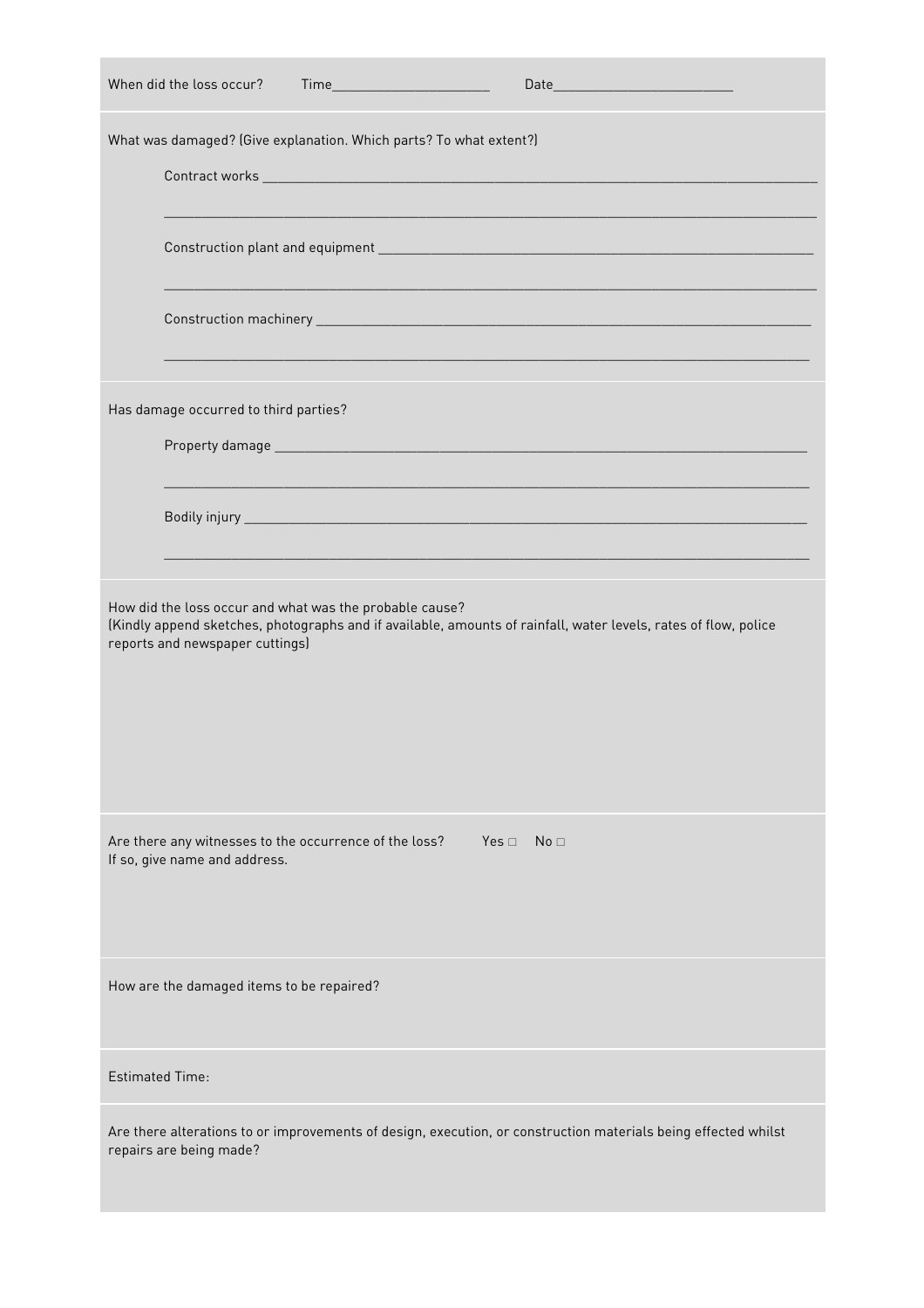When did the loss occur? Time______________________ Date_________________________

What was damaged? (Give explanation. Which parts? To what extent?)

Contract works ________________________________________________________________________________

________________________________________________________________________________________________

Construction plant and equipment _______________________________________________________________

________________________________________________________________________________________________

Construction machinery _________________________________________________________________________

________________________________________________________________________________________________

Has damage occurred to third parties?

Property damage _______________________________________________________________________________

________________________________________________________________________________________________

Bodily injury __________________________________________________________________________________

________________________________________________________________________________________________

How did the loss occur and what was the probable cause?
(Kindly append sketches, photographs and if available, amounts of rainfall, water levels, rates of flow, police reports and newspaper cuttings)

Are there any witnesses to the occurrence of the loss? Yes □ No □
If so, give name and address.

How are the damaged items to be repaired?

Estimated Time:

Are there alterations to or improvements of design, execution, or construction materials being effected whilst repairs are being made?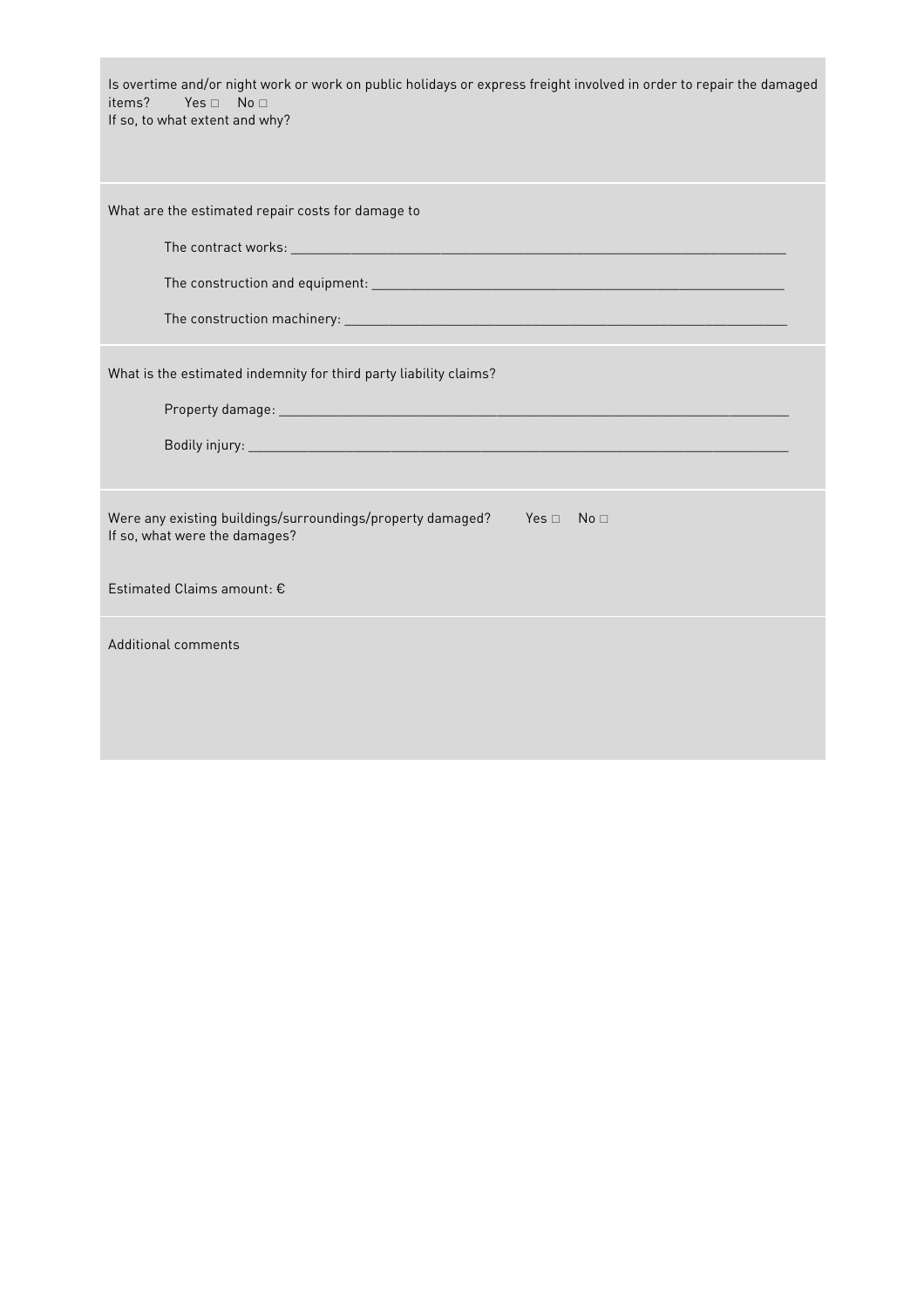Is overtime and/or night work or work on public holidays or express freight involved in order to repair the damaged items? Yes □ No □

If so, to what extent and why?

What are the estimated repair costs for damage to

The contract works: ___________________________________________________________________

The construction and equipment: _______________________________________________________

The construction machinery: ___________________________________________________________

What is the estimated indemnity for third party liability claims?

Property damage: ______________________________________________________________________

Bodily injury: _________________________________________________________________________

Were any existing buildings/surroundings/property damaged? Yes □ No □

If so, what were the damages?

Estimated Claims amount: €

Additional comments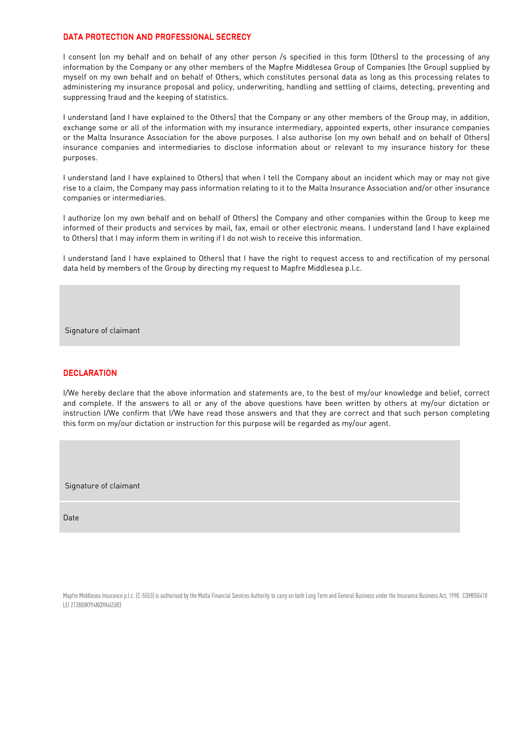## DATA PROTECTION AND PROFESSIONAL SECRECY

I consent (on my behalf and on behalf of any other person /s specified in this form (Others) to the processing of any information by the Company or any other members of the Mapfre Middlesea Group of Companies (the Group) supplied by myself on my own behalf and on behalf of Others, which constitutes personal data as long as this processing relates to administering my insurance proposal and policy, underwriting, handling and settling of claims, detecting, preventing and suppressing fraud and the keeping of statistics.

I understand (and I have explained to the Others) that the Company or any other members of the Group may, in addition, exchange some or all of the information with my insurance intermediary, appointed experts, other insurance companies or the Malta Insurance Association for the above purposes. I also authorise (on my own behalf and on behalf of Others) insurance companies and intermediaries to disclose information about or relevant to my insurance history for these purposes.

I understand (and I have explained to Others) that when I tell the Company about an incident which may or may not give rise to a claim, the Company may pass information relating to it to the Malta Insurance Association and/or other insurance companies or intermediaries.

I authorize (on my own behalf and on behalf of Others) the Company and other companies within the Group to keep me informed of their products and services by mail, fax, email or other electronic means. I understand (and I have explained to Others) that I may inform them in writing if I do not wish to receive this information.

I understand (and I have explained to Others) that I have the right to request access to and rectification of my personal data held by members of the Group by directing my request to Mapfre Middlesea p.l.c.

Signature of claimant

## DECLARATION

I/We hereby declare that the above information and statements are, to the best of my/our knowledge and belief, correct and complete. If the answers to all or any of the above questions have been written by others at my/our dictation or instruction I/We confirm that I/We have read those answers and that they are correct and that such person completing this form on my/our dictation or instruction for this purpose will be regarded as my/our agent.

Signature of claimant

Date

Mapfre Middlesea Insurance p.l.c. (C-5553) is authorised by the Malta Financial Services Authority to carry on both Long Term and General Business under the Insurance Business Act, 1998. COM050410
LEI 213800KY94NQYH4IZU83